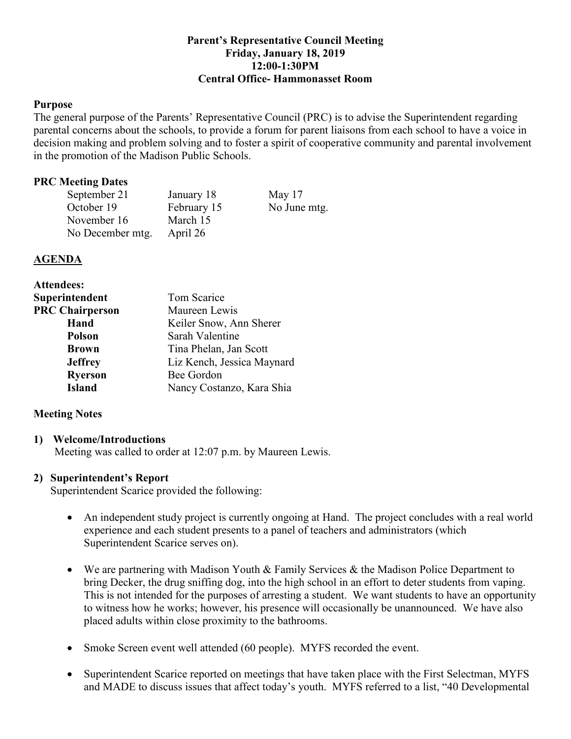# Parent's Representative Council Meeting
## Friday, January 18, 2019
## 12:00-1:30PM
## Central Office- Hammonasset Room

**Purpose**

The general purpose of the Parents' Representative Council (PRC) is to advise the Superintendent regarding parental concerns about the schools, to provide a forum for parent liaisons from each school to have a voice in decision making and problem solving and to foster a spirit of cooperative community and parental involvement in the promotion of the Madison Public Schools.

**PRC Meeting Dates**

| | | |
|---|---|---|
| September 21 | January 18 | May 17 |
| October 19 | February 15 | No June mtg. |
| November 16 | March 15 | |
| No December mtg. | April 26 | |

**AGENDA**

**Attendees:**

| | |
|---|---|
| **Superintendent** | Tom Scarice |
| **PRC Chairperson** | Maureen Lewis |
| **Hand** | Keiler Snow, Ann Sherer |
| **Polson** | Sarah Valentine |
| **Brown** | Tina Phelan, Jan Scott |
| **Jeffrey** | Liz Kench, Jessica Maynard |
| **Ryerson** | Bee Gordon |
| **Island** | Nancy Costanzo, Kara Shia |

**Meeting Notes**

1) **Welcome/Introductions**
   Meeting was called to order at 12:07 p.m. by Maureen Lewis.

2) **Superintendent's Report**
   Superintendent Scarice provided the following:

   - An independent study project is currently ongoing at Hand. The project concludes with a real world experience and each student presents to a panel of teachers and administrators (which Superintendent Scarice serves on).

   - We are partnering with Madison Youth & Family Services & the Madison Police Department to bring Decker, the drug sniffing dog, into the high school in an effort to deter students from vaping. This is not intended for the purposes of arresting a student. We want students to have an opportunity to witness how he works; however, his presence will occasionally be unannounced. We have also placed adults within close proximity to the bathrooms.

   - Smoke Screen event well attended (60 people). MYFS recorded the event.

   - Superintendent Scarice reported on meetings that have taken place with the First Selectman, MYFS and MADE to discuss issues that affect today's youth. MYFS referred to a list, "40 Developmental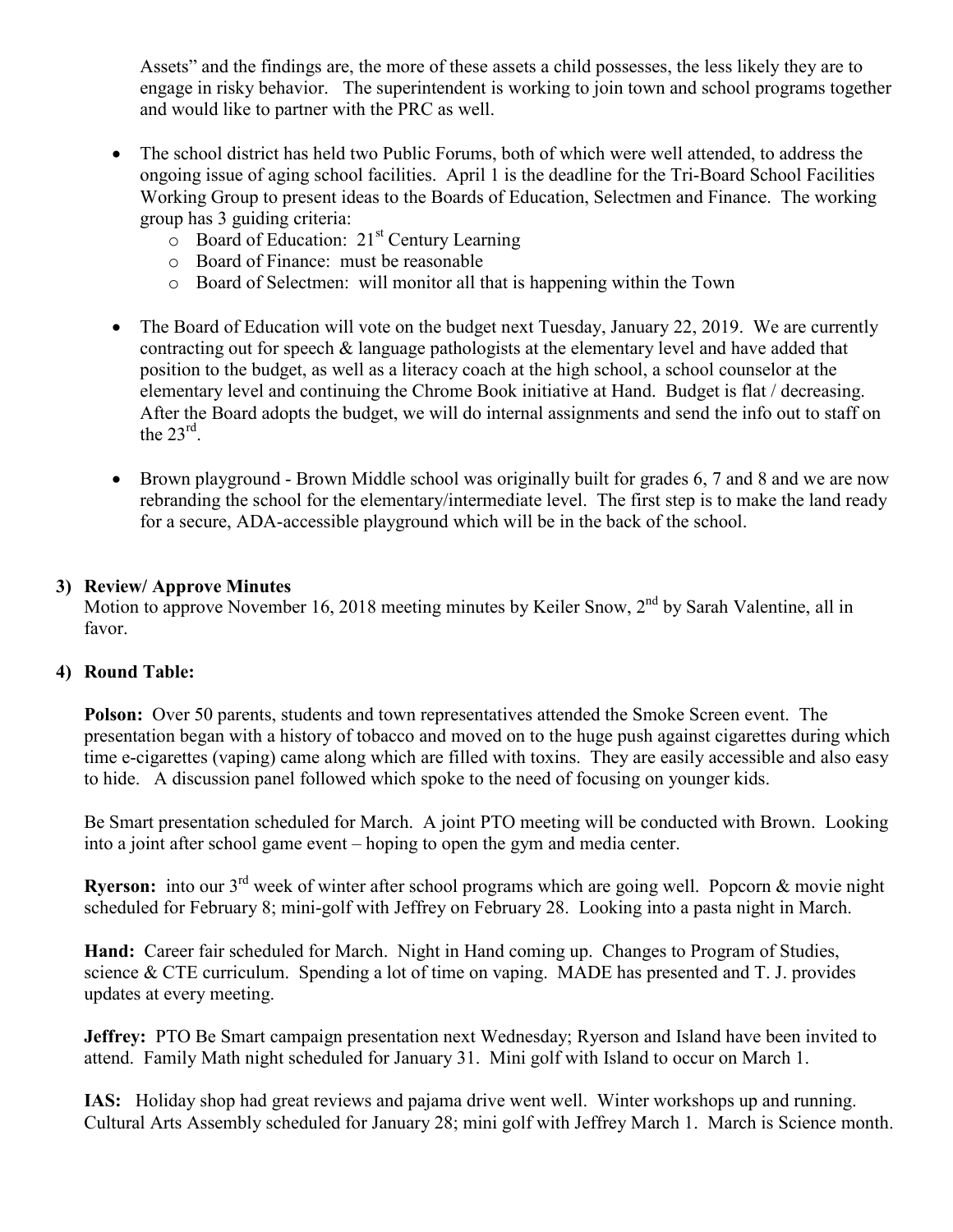Assets" and the findings are, the more of these assets a child possesses, the less likely they are to engage in risky behavior. The superintendent is working to join town and school programs together and would like to partner with the PRC as well.

- The school district has held two Public Forums, both of which were well attended, to address the ongoing issue of aging school facilities. April 1 is the deadline for the Tri-Board School Facilities Working Group to present ideas to the Boards of Education, Selectmen and Finance. The working group has 3 guiding criteria:
    - Board of Education: 21st Century Learning
    - Board of Finance: must be reasonable
    - Board of Selectmen: will monitor all that is happening within the Town

- The Board of Education will vote on the budget next Tuesday, January 22, 2019. We are currently contracting out for speech & language pathologists at the elementary level and have added that position to the budget, as well as a literacy coach at the high school, a school counselor at the elementary level and continuing the Chrome Book initiative at Hand. Budget is flat / decreasing. After the Board adopts the budget, we will do internal assignments and send the info out to staff on the 23rd.

- Brown playground - Brown Middle school was originally built for grades 6, 7 and 8 and we are now rebranding the school for the elementary/intermediate level. The first step is to make the land ready for a secure, ADA-accessible playground which will be in the back of the school.

**3) Review/ Approve Minutes**

Motion to approve November 16, 2018 meeting minutes by Keiler Snow, 2nd by Sarah Valentine, all in favor.

**4) Round Table:**

**Polson:** Over 50 parents, students and town representatives attended the Smoke Screen event. The presentation began with a history of tobacco and moved on to the huge push against cigarettes during which time e-cigarettes (vaping) came along which are filled with toxins. They are easily accessible and also easy to hide. A discussion panel followed which spoke to the need of focusing on younger kids.

Be Smart presentation scheduled for March. A joint PTO meeting will be conducted with Brown. Looking into a joint after school game event – hoping to open the gym and media center.

**Ryerson:** into our 3rd week of winter after school programs which are going well. Popcorn & movie night scheduled for February 8; mini-golf with Jeffrey on February 28. Looking into a pasta night in March.

**Hand:** Career fair scheduled for March. Night in Hand coming up. Changes to Program of Studies, science & CTE curriculum. Spending a lot of time on vaping. MADE has presented and T. J. provides updates at every meeting.

**Jeffrey:** PTO Be Smart campaign presentation next Wednesday; Ryerson and Island have been invited to attend. Family Math night scheduled for January 31. Mini golf with Island to occur on March 1.

**IAS:** Holiday shop had great reviews and pajama drive went well. Winter workshops up and running. Cultural Arts Assembly scheduled for January 28; mini golf with Jeffrey March 1. March is Science month.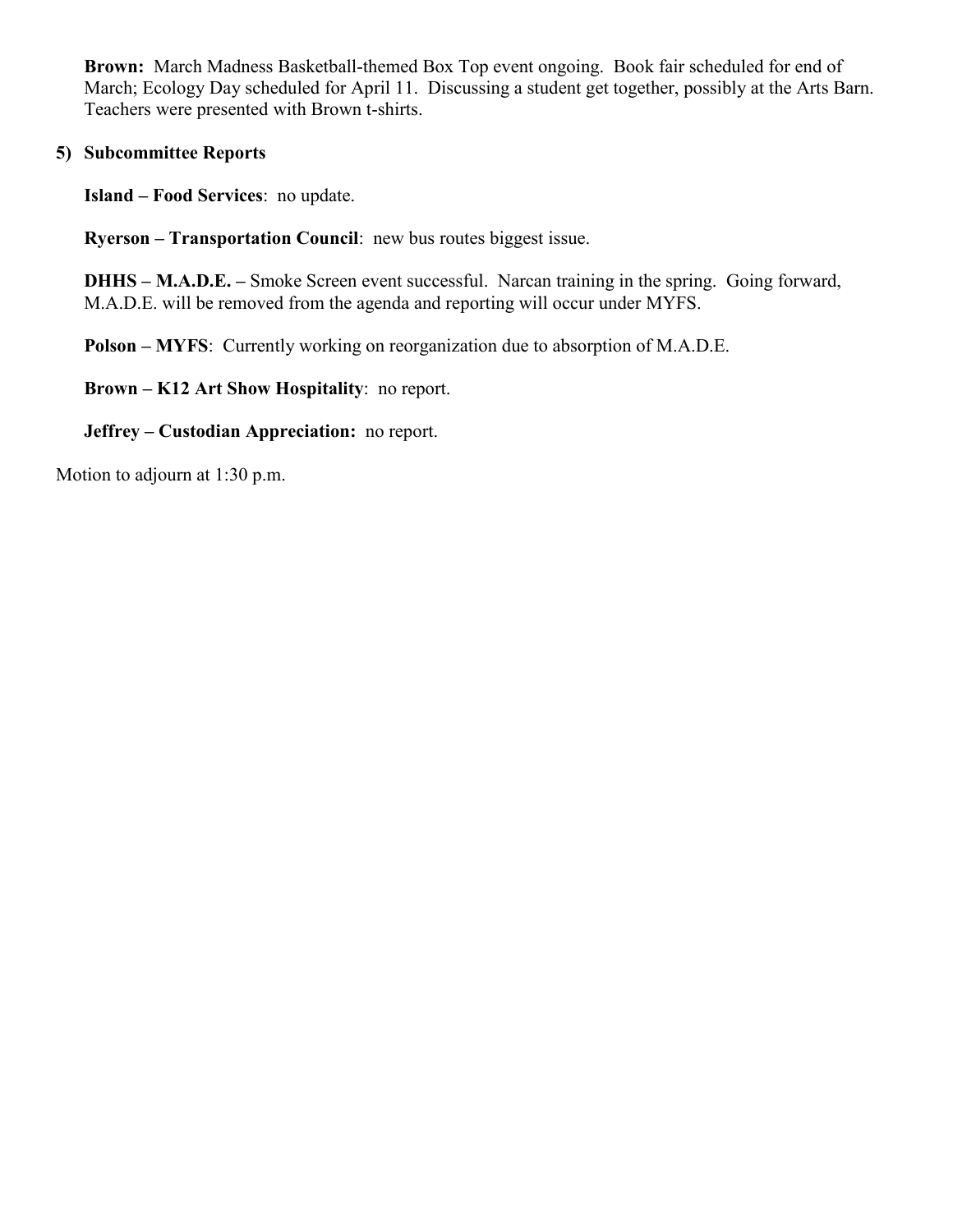**Brown:** March Madness Basketball-themed Box Top event ongoing. Book fair scheduled for end of March; Ecology Day scheduled for April 11. Discussing a student get together, possibly at the Arts Barn. Teachers were presented with Brown t-shirts.

**5) Subcommittee Reports**

**Island – Food Services**: no update.

**Ryerson – Transportation Council**: new bus routes biggest issue.

**DHHS – M.A.D.E. –** Smoke Screen event successful. Narcan training in the spring. Going forward, M.A.D.E. will be removed from the agenda and reporting will occur under MYFS.

**Polson – MYFS**: Currently working on reorganization due to absorption of M.A.D.E.

**Brown – K12 Art Show Hospitality**: no report.

**Jeffrey – Custodian Appreciation:** no report.

Motion to adjourn at 1:30 p.m.